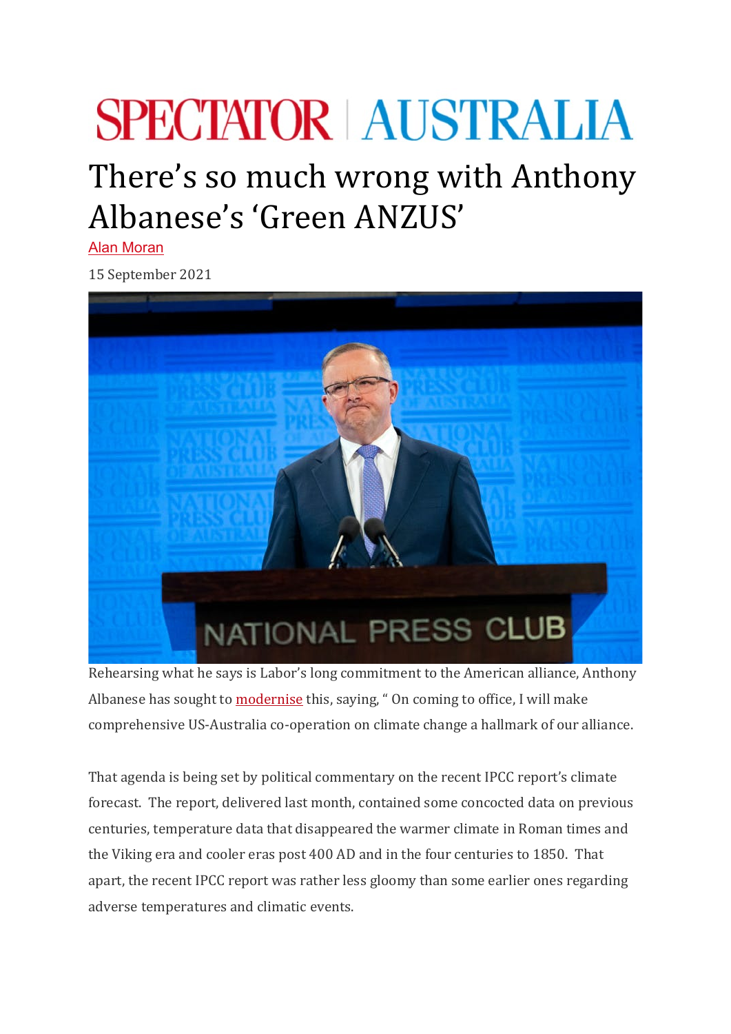SPECTATOR | AUSTRALIA

# There's so much wrong with Anthony Albanese's 'Green ANZUS'

Alan Moran

15 September 2021

Rehearsing what he says is Labor's long commitment to the American alliance, Anthony Albanese has sought to modernise this, saying, " On coming to office, I will make comprehensive US-Australia co-operation on climate change a hallmark of our alliance.

That agenda is being set by political commentary on the recent IPCC report's climate forecast. The report, delivered last month, contained some concocted data on previous centuries, temperature data that disappeared the warmer climate in Roman times and the Viking era and cooler eras post 400 AD and in the four centuries to 1850. That apart, the recent IPCC report was rather less gloomy than some earlier ones regarding adverse temperatures and climatic events.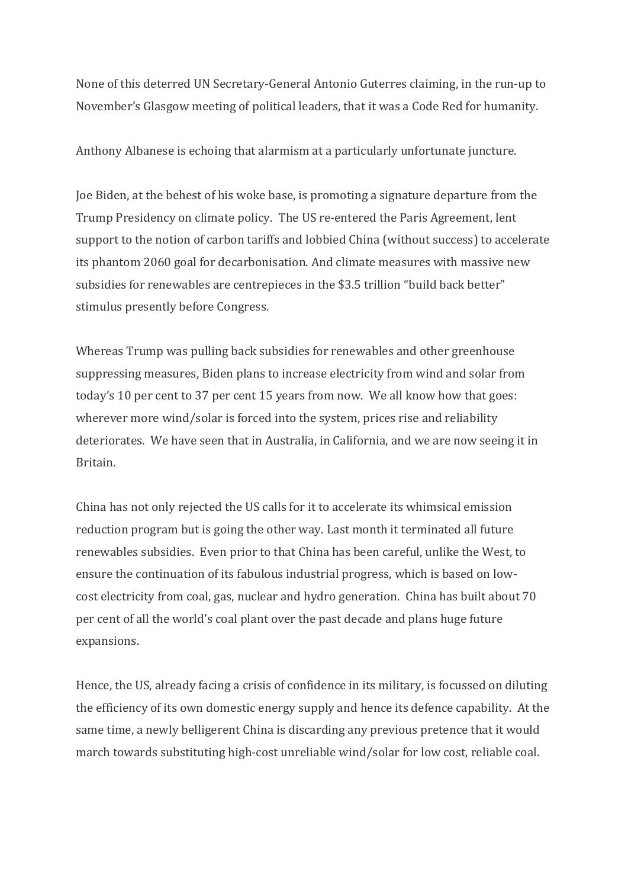None of this deterred UN Secretary-General Antonio Guterres claiming, in the run-up to November's Glasgow meeting of political leaders, that it was a Code Red for humanity.

Anthony Albanese is echoing that alarmism at a particularly unfortunate juncture.

Joe Biden, at the behest of his woke base, is promoting a signature departure from the Trump Presidency on climate policy. The US re-entered the Paris Agreement, lent support to the notion of carbon tariffs and lobbied China (without success) to accelerate its phantom 2060 goal for decarbonisation. And climate measures with massive new subsidies for renewables are centrepieces in the $3.5 trillion "build back better" stimulus presently before Congress.

Whereas Trump was pulling back subsidies for renewables and other greenhouse suppressing measures, Biden plans to increase electricity from wind and solar from today's 10 per cent to 37 per cent 15 years from now. We all know how that goes: wherever more wind/solar is forced into the system, prices rise and reliability deteriorates. We have seen that in Australia, in California, and we are now seeing it in Britain.

China has not only rejected the US calls for it to accelerate its whimsical emission reduction program but is going the other way. Last month it terminated all future renewables subsidies. Even prior to that China has been careful, unlike the West, to ensure the continuation of its fabulous industrial progress, which is based on low-cost electricity from coal, gas, nuclear and hydro generation. China has built about 70 per cent of all the world's coal plant over the past decade and plans huge future expansions.

Hence, the US, already facing a crisis of confidence in its military, is focussed on diluting the efficiency of its own domestic energy supply and hence its defence capability. At the same time, a newly belligerent China is discarding any previous pretence that it would march towards substituting high-cost unreliable wind/solar for low cost, reliable coal.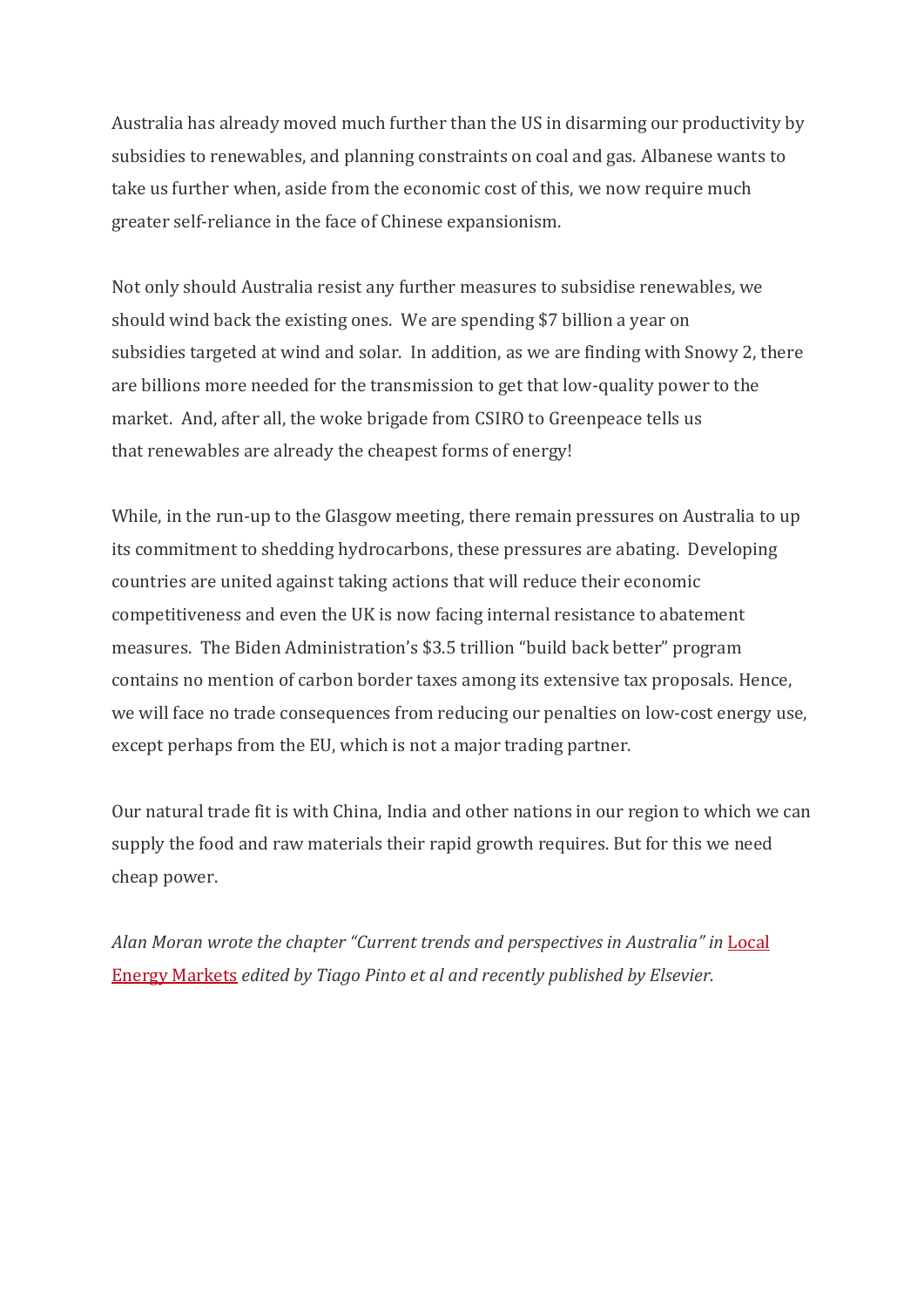Australia has already moved much further than the US in disarming our productivity by subsidies to renewables, and planning constraints on coal and gas. Albanese wants to take us further when, aside from the economic cost of this, we now require much greater self-reliance in the face of Chinese expansionism.

Not only should Australia resist any further measures to subsidise renewables, we should wind back the existing ones. We are spending $7 billion a year on subsidies targeted at wind and solar. In addition, as we are finding with Snowy 2, there are billions more needed for the transmission to get that low-quality power to the market. And, after all, the woke brigade from CSIRO to Greenpeace tells us that renewables are already the cheapest forms of energy!

While, in the run-up to the Glasgow meeting, there remain pressures on Australia to up its commitment to shedding hydrocarbons, these pressures are abating. Developing countries are united against taking actions that will reduce their economic competitiveness and even the UK is now facing internal resistance to abatement measures. The Biden Administration's $3.5 trillion "build back better" program contains no mention of carbon border taxes among its extensive tax proposals. Hence, we will face no trade consequences from reducing our penalties on low-cost energy use, except perhaps from the EU, which is not a major trading partner.

Our natural trade fit is with China, India and other nations in our region to which we can supply the food and raw materials their rapid growth requires. But for this we need cheap power.

*Alan Moran wrote the chapter "Current trends and perspectives in Australia" in* [Local Energy Markets] *edited by Tiago Pinto et al and recently published by Elsevier.*